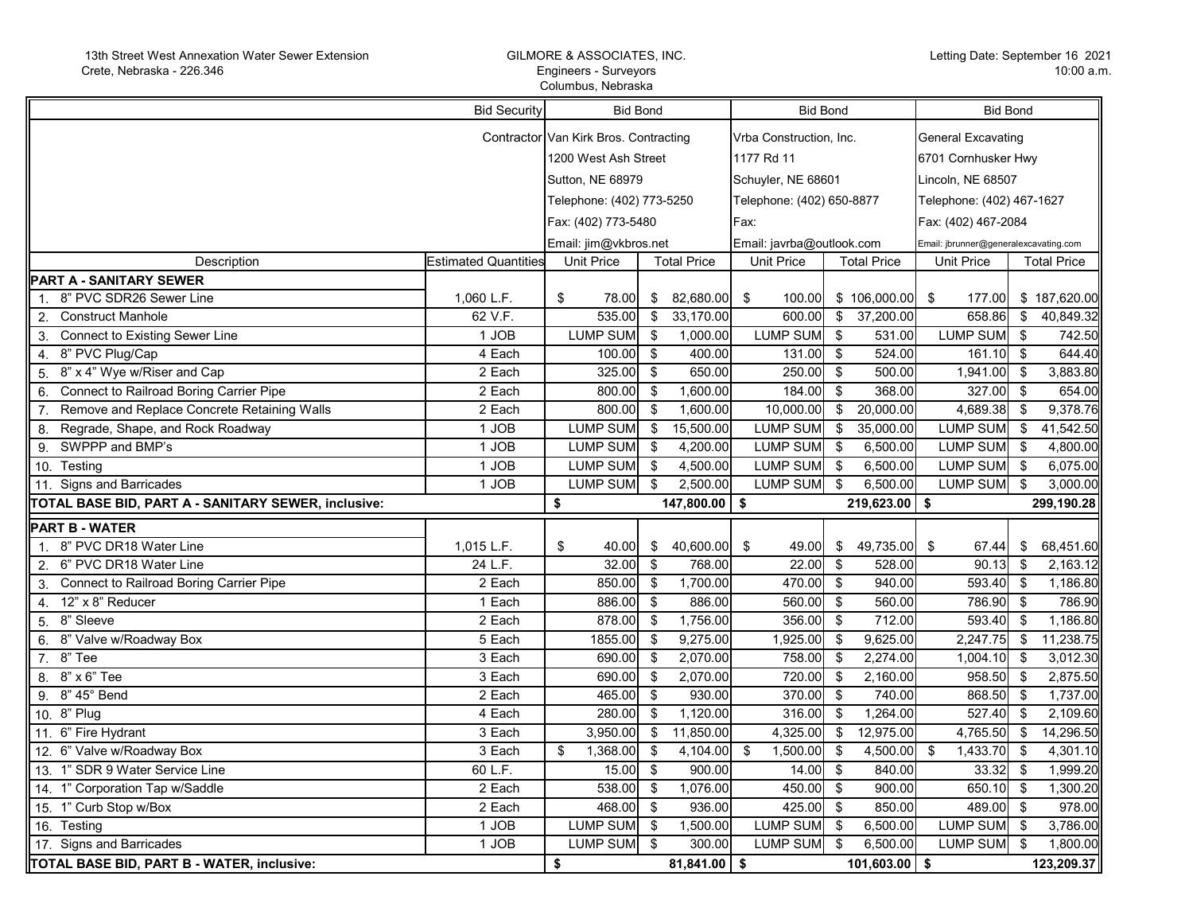13th Street West Annexation Water Sewer Extension
Crete, Nebraska - 226.346

GILMORE & ASSOCIATES, INC.
Engineers - Surveyors
Columbus, Nebraska

Letting Date: September 16 2021
10:00 a.m.

| | Bid Security | Bid Bond | | Bid Bond | | Bid Bond | |
|---|---|---|---|---|---|---|---|
| | Contractor | Van Kirk Bros. Contracting<br>1200 West Ash Street<br>Sutton, NE 68979<br>Telephone: (402) 773-5250<br>Fax: (402) 773-5480<br>Email: jim@vkbros.net | | Vrba Construction, Inc.<br>1177 Rd 11<br>Schuyler, NE 68601<br>Telephone: (402) 650-8877<br>Fax:<br>Email: javrba@outlook.com | | General Excavating<br>6701 Cornhusker Hwy<br>Lincoln, NE 68507<br>Telephone: (402) 467-1627<br>Fax: (402) 467-2084<br>Email: jbrunner@generalexcavating.com | |
| Description | Estimated Quantities | Unit Price | Total Price | Unit Price | Total Price | Unit Price | Total Price |
| **PART A - SANITARY SEWER** | | | | | | | |
| 1. 8" PVC SDR26 Sewer Line | 1,060 L.F. | $ 78.00 | $ 82,680.00 | $ 100.00 | $ 106,000.00 | $ 177.00 | $ 187,620.00 |
| 2. Construct Manhole | 62 V.F. | 535.00 | $ 33,170.00 | 600.00 | $ 37,200.00 | 658.86 | $ 40,849.32 |
| 3. Connect to Existing Sewer Line | 1 JOB | LUMP SUM | $ 1,000.00 | LUMP SUM | $ 531.00 | LUMP SUM | $ 742.50 |
| 4. 8" PVC Plug/Cap | 4 Each | 100.00 | $ 400.00 | 131.00 | $ 524.00 | 161.10 | $ 644.40 |
| 5. 8" x 4" Wye w/Riser and Cap | 2 Each | 325.00 | $ 650.00 | 250.00 | $ 500.00 | 1,941.00 | $ 3,883.80 |
| 6. Connect to Railroad Boring Carrier Pipe | 2 Each | 800.00 | $ 1,600.00 | 184.00 | $ 368.00 | 327.00 | $ 654.00 |
| 7. Remove and Replace Concrete Retaining Walls | 2 Each | 800.00 | $ 1,600.00 | 10,000.00 | $ 20,000.00 | 4,689.38 | $ 9,378.76 |
| 8. Regrade, Shape, and Rock Roadway | 1 JOB | LUMP SUM | $ 15,500.00 | LUMP SUM | $ 35,000.00 | LUMP SUM | $ 41,542.50 |
| 9. SWPPP and BMP's | 1 JOB | LUMP SUM | $ 4,200.00 | LUMP SUM | $ 6,500.00 | LUMP SUM | $ 4,800.00 |
| 10. Testing | 1 JOB | LUMP SUM | $ 4,500.00 | LUMP SUM | $ 6,500.00 | LUMP SUM | $ 6,075.00 |
| 11. Signs and Barricades | 1 JOB | LUMP SUM | $ 2,500.00 | LUMP SUM | $ 6,500.00 | LUMP SUM | $ 3,000.00 |
| **TOTAL BASE BID, PART A - SANITARY SEWER, inclusive:** | | **$** | **147,800.00** | **$** | **219,623.00** | **$** | **299,190.28** |
| **PART B - WATER** | | | | | | | |
| 1. 8" PVC DR18 Water Line | 1,015 L.F. | $ 40.00 | $ 40,600.00 | $ 49.00 | $ 49,735.00 | $ 67.44 | $ 68,451.60 |
| 2. 6" PVC DR18 Water Line | 24 L.F. | 32.00 | $ 768.00 | 22.00 | $ 528.00 | 90.13 | $ 2,163.12 |
| 3. Connect to Railroad Boring Carrier Pipe | 2 Each | 850.00 | $ 1,700.00 | 470.00 | $ 940.00 | 593.40 | $ 1,186.80 |
| 4. 12" x 8" Reducer | 1 Each | 886.00 | $ 886.00 | 560.00 | $ 560.00 | 786.90 | $ 786.90 |
| 5. 8" Sleeve | 2 Each | 878.00 | $ 1,756.00 | 356.00 | $ 712.00 | 593.40 | $ 1,186.80 |
| 6. 8" Valve w/Roadway Box | 5 Each | 1855.00 | $ 9,275.00 | 1,925.00 | $ 9,625.00 | 2,247.75 | $ 11,238.75 |
| 7. 8" Tee | 3 Each | 690.00 | $ 2,070.00 | 758.00 | $ 2,274.00 | 1,004.10 | $ 3,012.30 |
| 8. 8" x 6" Tee | 3 Each | 690.00 | $ 2,070.00 | 720.00 | $ 2,160.00 | 958.50 | $ 2,875.50 |
| 9. 8" 45° Bend | 2 Each | 465.00 | $ 930.00 | 370.00 | $ 740.00 | 868.50 | $ 1,737.00 |
| 10. 8" Plug | 4 Each | 280.00 | $ 1,120.00 | 316.00 | $ 1,264.00 | 527.40 | $ 2,109.60 |
| 11. 6" Fire Hydrant | 3 Each | 3,950.00 | $ 11,850.00 | 4,325.00 | $ 12,975.00 | 4,765.50 | $ 14,296.50 |
| 12. 6" Valve w/Roadway Box | 3 Each | $ 1,368.00 | $ 4,104.00 | $ 1,500.00 | $ 4,500.00 | $ 1,433.70 | $ 4,301.10 |
| 13. 1" SDR 9 Water Service Line | 60 L.F. | 15.00 | $ 900.00 | 14.00 | $ 840.00 | 33.32 | $ 1,999.20 |
| 14. 1" Corporation Tap w/Saddle | 2 Each | 538.00 | $ 1,076.00 | 450.00 | $ 900.00 | 650.10 | $ 1,300.20 |
| 15. 1" Curb Stop w/Box | 2 Each | 468.00 | $ 936.00 | 425.00 | $ 850.00 | 489.00 | $ 978.00 |
| 16. Testing | 1 JOB | LUMP SUM | $ 1,500.00 | LUMP SUM | $ 6,500.00 | LUMP SUM | $ 3,786.00 |
| 17. Signs and Barricades | 1 JOB | LUMP SUM | $ 300.00 | LUMP SUM | $ 6,500.00 | LUMP SUM | $ 1,800.00 |
| **TOTAL BASE BID, PART B - WATER, inclusive:** | | **$** | **81,841.00** | **$** | **101,603.00** | **$** | **123,209.37** |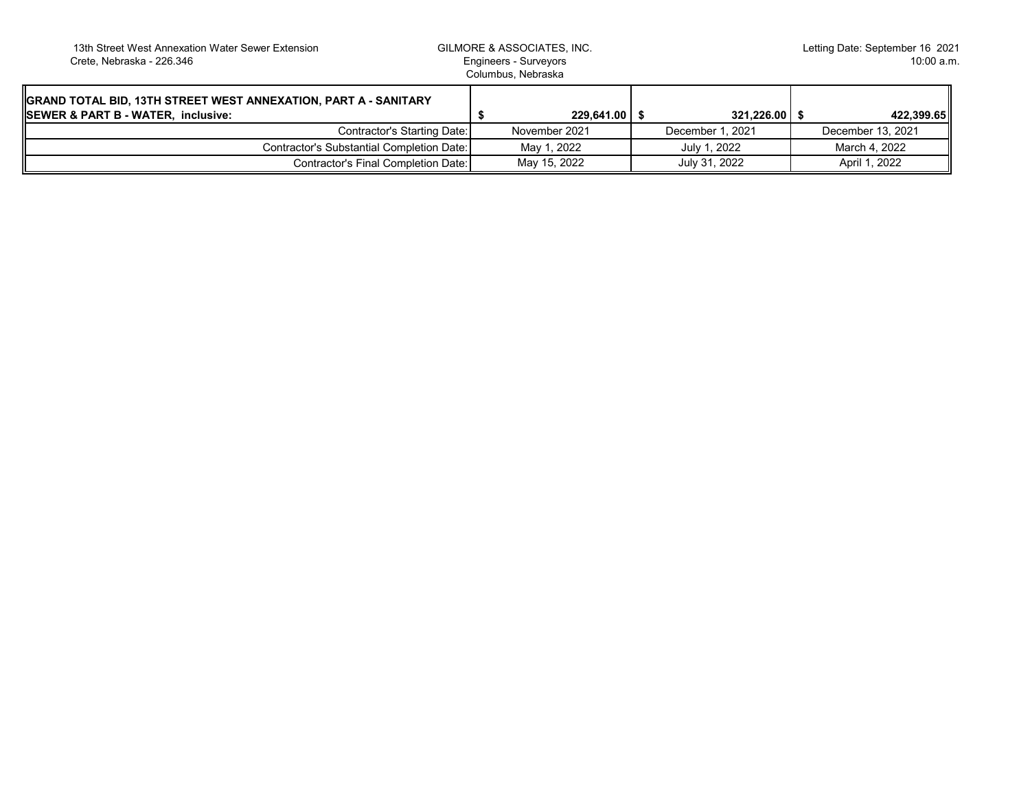13th Street West Annexation Water Sewer Extension
Crete, Nebraska - 226.346

GILMORE & ASSOCIATES, INC.
Engineers - Surveyors
Columbus, Nebraska

Letting Date: September 16 2021
10:00 a.m.

| | | | |
|---|---|---|---|
| **GRAND TOTAL BID, 13TH STREET WEST ANNEXATION, PART A - SANITARY SEWER & PART B - WATER, inclusive:** | **$ 229,641.00** | **$ 321,226.00** | **$ 422,399.65** |
| Contractor's Starting Date: | November 2021 | December 1, 2021 | December 13, 2021 |
| Contractor's Substantial Completion Date: | May 1, 2022 | July 1, 2022 | March 4, 2022 |
| Contractor's Final Completion Date: | May 15, 2022 | July 31, 2022 | April 1, 2022 |